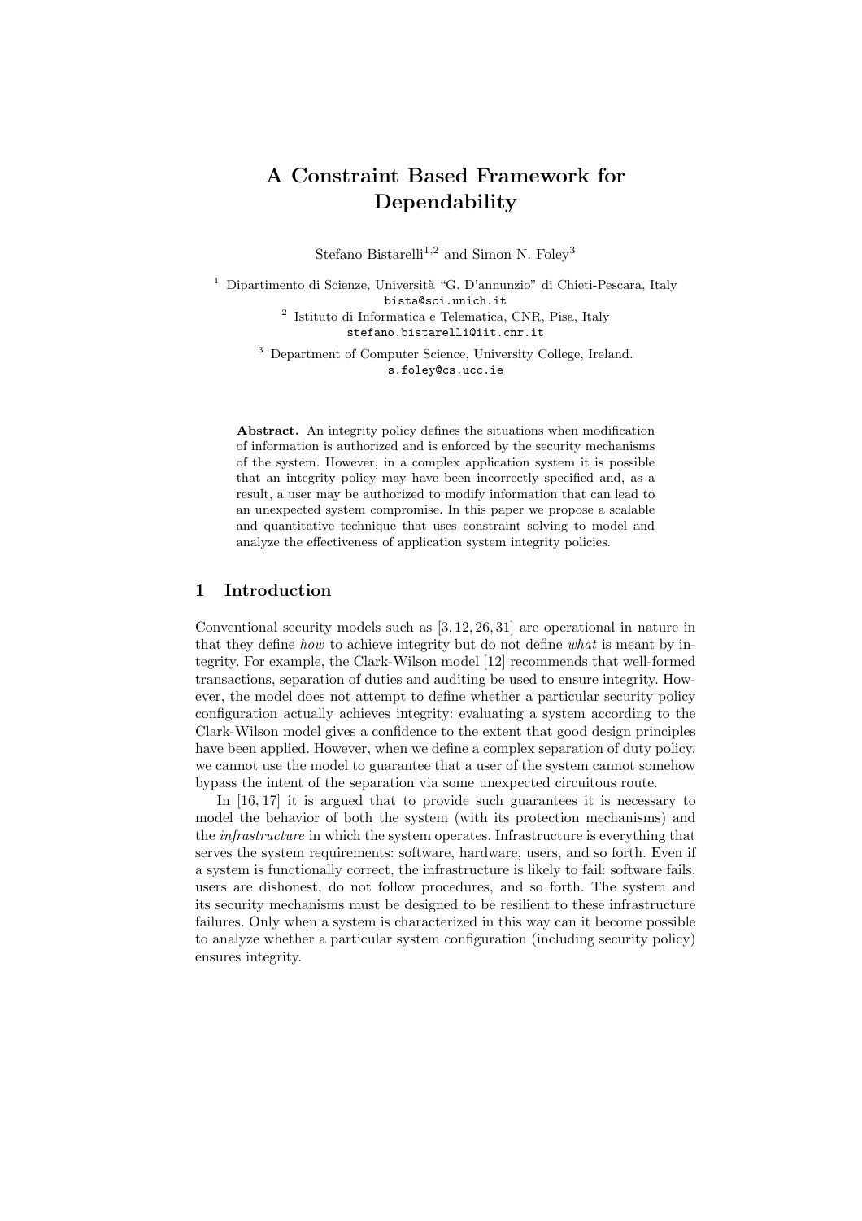# A Constraint Based Framework for Dependability

Stefano Bistarelli[1,2] and Simon N. Foley[3]

[1] Dipartimento di Scienze, Università "G. D'annunzio" di Chieti-Pescara, Italy
bista@sci.unich.it

[2] Istituto di Informatica e Telematica, CNR, Pisa, Italy
stefano.bistarelli@iit.cnr.it

[3] Department of Computer Science, University College, Ireland.
s.foley@cs.ucc.ie

**Abstract.** An integrity policy defines the situations when modification of information is authorized and is enforced by the security mechanisms of the system. However, in a complex application system it is possible that an integrity policy may have been incorrectly specified and, as a result, a user may be authorized to modify information that can lead to an unexpected system compromise. In this paper we propose a scalable and quantitative technique that uses constraint solving to model and analyze the effectiveness of application system integrity policies.

## 1 Introduction

Conventional security models such as [3, 12, 26, 31] are operational in nature in that they define *how* to achieve integrity but do not define *what* is meant by integrity. For example, the Clark-Wilson model [12] recommends that well-formed transactions, separation of duties and auditing be used to ensure integrity. However, the model does not attempt to define whether a particular security policy configuration actually achieves integrity: evaluating a system according to the Clark-Wilson model gives a confidence to the extent that good design principles have been applied. However, when we define a complex separation of duty policy, we cannot use the model to guarantee that a user of the system cannot somehow bypass the intent of the separation via some unexpected circuitous route.

In [16, 17] it is argued that to provide such guarantees it is necessary to model the behavior of both the system (with its protection mechanisms) and the *infrastructure* in which the system operates. Infrastructure is everything that serves the system requirements: software, hardware, users, and so forth. Even if a system is functionally correct, the infrastructure is likely to fail: software fails, users are dishonest, do not follow procedures, and so forth. The system and its security mechanisms must be designed to be resilient to these infrastructure failures. Only when a system is characterized in this way can it become possible to analyze whether a particular system configuration (including security policy) ensures integrity.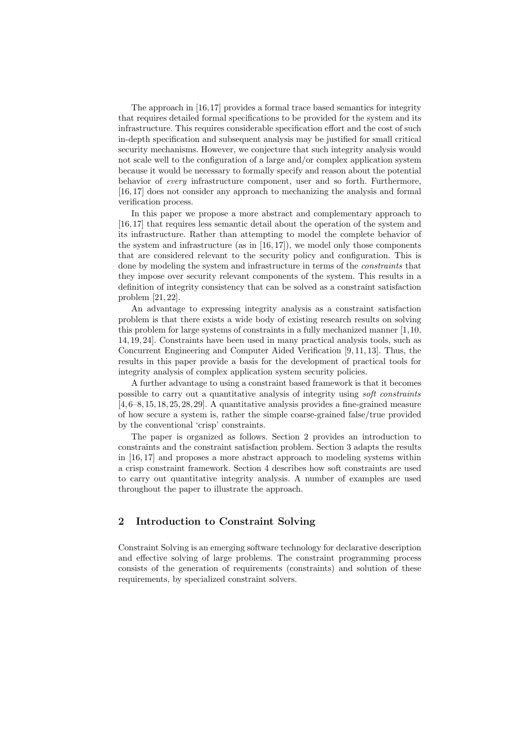The approach in [16,17] provides a formal trace based semantics for integrity that requires detailed formal specifications to be provided for the system and its infrastructure. This requires considerable specification effort and the cost of such in-depth specification and subsequent analysis may be justified for small critical security mechanisms. However, we conjecture that such integrity analysis would not scale well to the configuration of a large and/or complex application system because it would be necessary to formally specify and reason about the potential behavior of *every* infrastructure component, user and so forth. Furthermore, [16,17] does not consider any approach to mechanizing the analysis and formal verification process.

In this paper we propose a more abstract and complementary approach to [16,17] that requires less semantic detail about the operation of the system and its infrastructure. Rather than attempting to model the complete behavior of the system and infrastructure (as in [16,17]), we model only those components that are considered relevant to the security policy and configuration. This is done by modeling the system and infrastructure in terms of the *constraints* that they impose over security relevant components of the system. This results in a definition of integrity consistency that can be solved as a constraint satisfaction problem [21,22].

An advantage to expressing integrity analysis as a constraint satisfaction problem is that there exists a wide body of existing research results on solving this problem for large systems of constraints in a fully mechanized manner [1,10, 14,19,24]. Constraints have been used in many practical analysis tools, such as Concurrent Engineering and Computer Aided Verification [9,11,13]. Thus, the results in this paper provide a basis for the development of practical tools for integrity analysis of complex application system security policies.

A further advantage to using a constraint based framework is that it becomes possible to carry out a quantitative analysis of integrity using *soft constraints* [4,6–8,15,18,25,28,29]. A quantitative analysis provides a fine-grained measure of how secure a system is, rather the simple coarse-grained false/true provided by the conventional 'crisp' constraints.

The paper is organized as follows. Section 2 provides an introduction to constraints and the constraint satisfaction problem. Section 3 adapts the results in [16,17] and proposes a more abstract approach to modeling systems within a crisp constraint framework. Section 4 describes how soft constraints are used to carry out quantitative integrity analysis. A number of examples are used throughout the paper to illustrate the approach.

## 2 Introduction to Constraint Solving

Constraint Solving is an emerging software technology for declarative description and effective solving of large problems. The constraint programming process consists of the generation of requirements (constraints) and solution of these requirements, by specialized constraint solvers.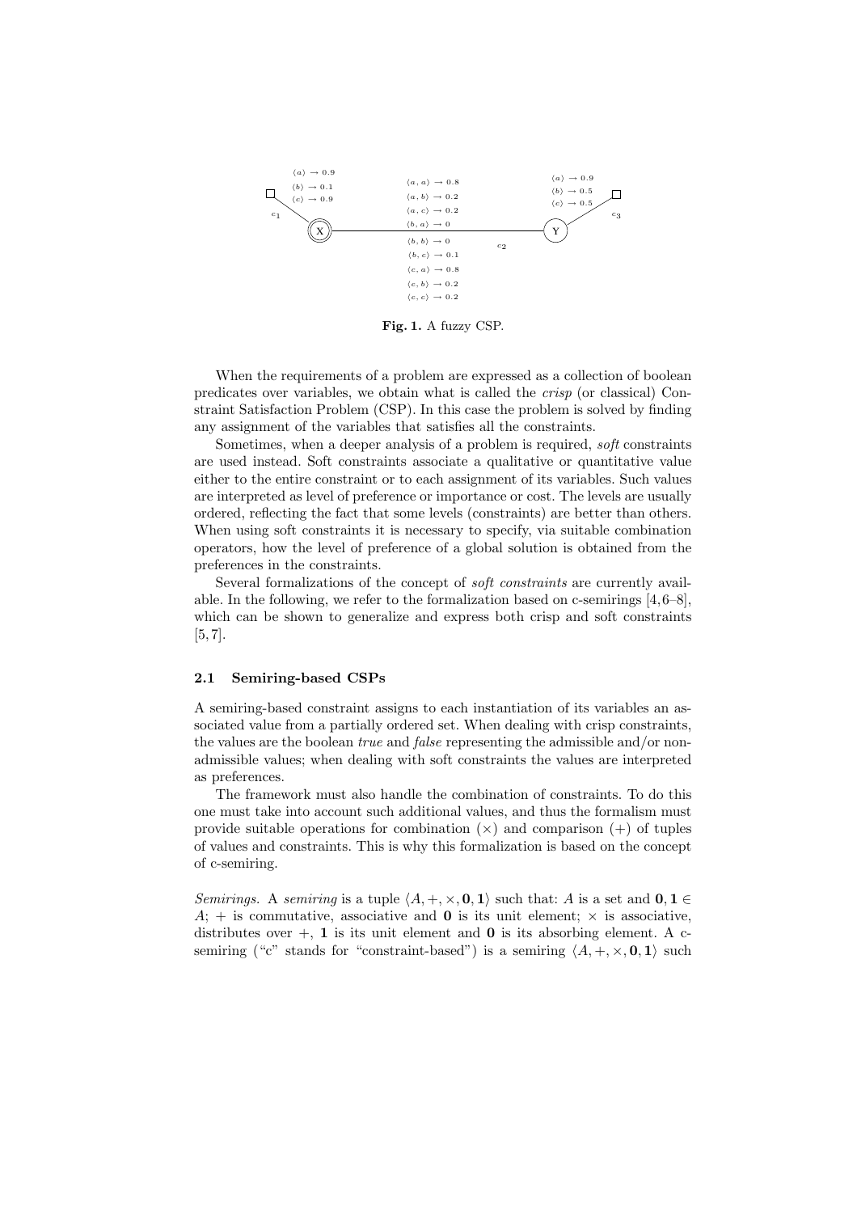$\langle a \rangle \to 0.9$
$\langle b \rangle \to 0.1$
$\langle c \rangle \to 0.9$
$c_1$
X

$\langle a, a \rangle \to 0.8$
$\langle a, b \rangle \to 0.2$
$\langle a, c \rangle \to 0.2$
$\langle b, a \rangle \to 0$
$\langle b, b \rangle \to 0$
$\langle b, c \rangle \to 0.1$
$\langle c, a \rangle \to 0.8$
$\langle c, b \rangle \to 0.2$
$\langle c, c \rangle \to 0.2$
$c_2$

$\langle a \rangle \to 0.9$
$\langle b \rangle \to 0.5$
$\langle c \rangle \to 0.5$
$c_3$
Y

**Fig. 1.** A fuzzy CSP.

When the requirements of a problem are expressed as a collection of boolean predicates over variables, we obtain what is called the *crisp* (or classical) Constraint Satisfaction Problem (CSP). In this case the problem is solved by finding any assignment of the variables that satisfies all the constraints.

Sometimes, when a deeper analysis of a problem is required, *soft* constraints are used instead. Soft constraints associate a qualitative or quantitative value either to the entire constraint or to each assignment of its variables. Such values are interpreted as level of preference or importance or cost. The levels are usually ordered, reflecting the fact that some levels (constraints) are better than others. When using soft constraints it is necessary to specify, via suitable combination operators, how the level of preference of a global solution is obtained from the preferences in the constraints.

Several formalizations of the concept of *soft constraints* are currently available. In the following, we refer to the formalization based on c-semirings [4,6–8], which can be shown to generalize and express both crisp and soft constraints [5,7].

### 2.1 Semiring-based CSPs

A semiring-based constraint assigns to each instantiation of its variables an associated value from a partially ordered set. When dealing with crisp constraints, the values are the boolean *true* and *false* representing the admissible and/or non-admissible values; when dealing with soft constraints the values are interpreted as preferences.

The framework must also handle the combination of constraints. To do this one must take into account such additional values, and thus the formalism must provide suitable operations for combination ($\times$) and comparison ($+$) of tuples of values and constraints. This is why this formalization is based on the concept of c-semiring.

*Semirings.* A *semiring* is a tuple $\langle A, +, \times, \mathbf{0}, \mathbf{1} \rangle$ such that: $A$ is a set and $\mathbf{0}, \mathbf{1} \in A$; $+$ is commutative, associative and $\mathbf{0}$ is its unit element; $\times$ is associative, distributes over $+$, $\mathbf{1}$ is its unit element and $\mathbf{0}$ is its absorbing element. A c-semiring ("c" stands for "constraint-based") is a semiring $\langle A, +, \times, \mathbf{0}, \mathbf{1} \rangle$ such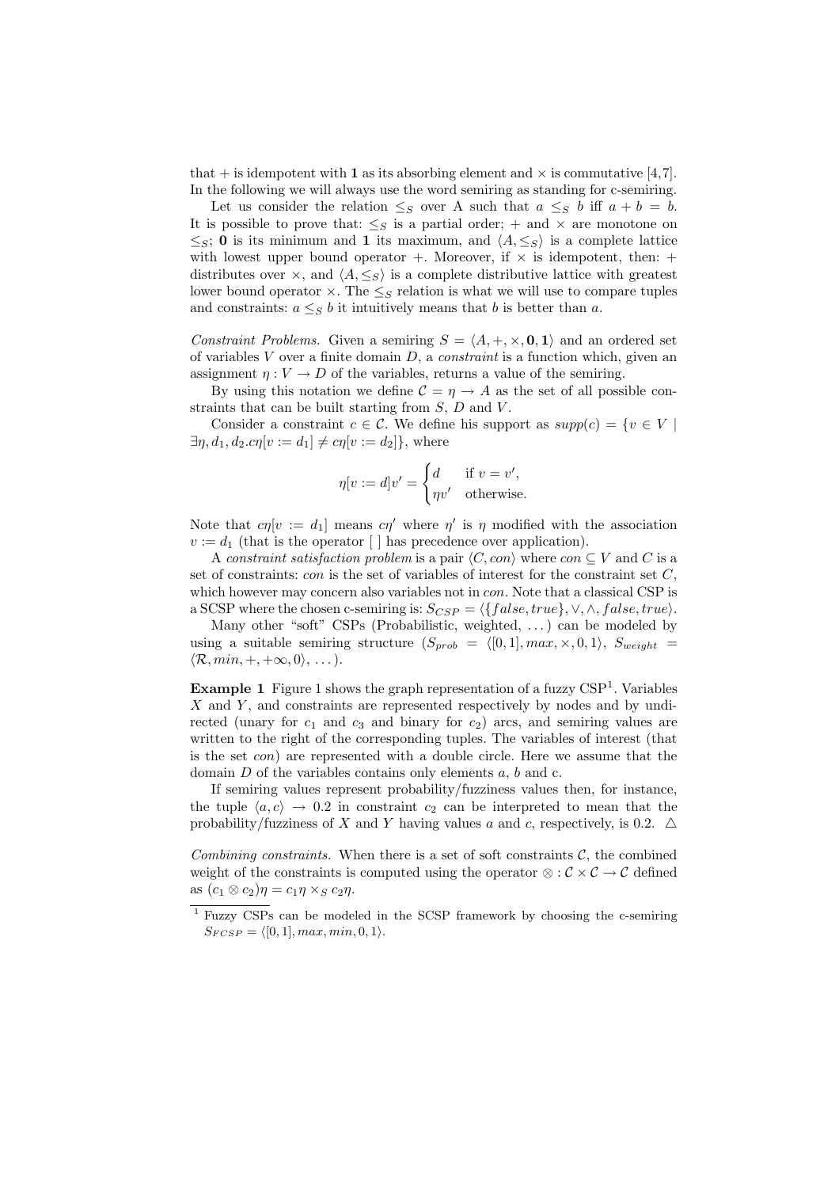that $+$ is idempotent with $\mathbf{1}$ as its absorbing element and $\times$ is commutative [4,7]. In the following we will always use the word semiring as standing for c-semiring.

Let us consider the relation $\leq_S$ over A such that $a \leq_S b$ iff $a + b = b$. It is possible to prove that: $\leq_S$ is a partial order; $+$ and $\times$ are monotone on $\leq_S$; $\mathbf{0}$ is its minimum and $\mathbf{1}$ its maximum, and $\langle A, \leq_S \rangle$ is a complete lattice with lowest upper bound operator $+$. Moreover, if $\times$ is idempotent, then: $+$ distributes over $\times$, and $\langle A, \leq_S \rangle$ is a complete distributive lattice with greatest lower bound operator $\times$. The $\leq_S$ relation is what we will use to compare tuples and constraints: $a \leq_S b$ it intuitively means that $b$ is better than $a$.

*Constraint Problems.* Given a semiring $S = \langle A, +, \times, \mathbf{0}, \mathbf{1} \rangle$ and an ordered set of variables $V$ over a finite domain $D$, a *constraint* is a function which, given an assignment $\eta : V \to D$ of the variables, returns a value of the semiring.

By using this notation we define $\mathcal{C} = \eta \to A$ as the set of all possible constraints that can be built starting from $S$, $D$ and $V$.

Consider a constraint $c \in \mathcal{C}$. We define his support as $supp(c) = \{v \in V \mid \exists \eta, d_1, d_2 . c\eta[v := d_1] \neq c\eta[v := d_2]\}$, where

$$\eta[v := d]v' = \begin{cases} d & \text{if } v = v', \\ \eta v' & \text{otherwise.} \end{cases}$$

Note that $c\eta[v := d_1]$ means $c\eta'$ where $\eta'$ is $\eta$ modified with the association $v := d_1$ (that is the operator [ ] has precedence over application).

A *constraint satisfaction problem* is a pair $\langle C, con \rangle$ where $con \subseteq V$ and $C$ is a set of constraints: $con$ is the set of variables of interest for the constraint set $C$, which however may concern also variables not in $con$. Note that a classical CSP is a SCSP where the chosen c-semiring is: $S_{CSP} = \langle \{false, true\}, \vee, \wedge, false, true \rangle$.

Many other "soft" CSPs (Probabilistic, weighted, ...) can be modeled by using a suitable semiring structure ($S_{prob} = \langle [0,1], max, \times, 0, 1 \rangle$, $S_{weight} = \langle \mathcal{R}, min, +, +\infty, 0 \rangle$, ...).

**Example 1** Figure 1 shows the graph representation of a fuzzy CSP[1]. Variables $X$ and $Y$, and constraints are represented respectively by nodes and by undirected (unary for $c_1$ and $c_3$ and binary for $c_2$) arcs, and semiring values are written to the right of the corresponding tuples. The variables of interest (that is the set $con$) are represented with a double circle. Here we assume that the domain $D$ of the variables contains only elements $a$, $b$ and c.

If semiring values represent probability/fuzziness values then, for instance, the tuple $\langle a, c \rangle \to 0.2$ in constraint $c_2$ can be interpreted to mean that the probability/fuzziness of $X$ and $Y$ having values $a$ and $c$, respectively, is 0.2. $\triangle$

*Combining constraints.* When there is a set of soft constraints $\mathcal{C}$, the combined weight of the constraints is computed using the operator $\otimes : \mathcal{C} \times \mathcal{C} \to \mathcal{C}$ defined as $(c_1 \otimes c_2)\eta = c_1\eta \times_S c_2\eta$.

[1] Fuzzy CSPs can be modeled in the SCSP framework by choosing the c-semiring $S_{FCSP} = \langle [0,1], max, min, 0, 1 \rangle$.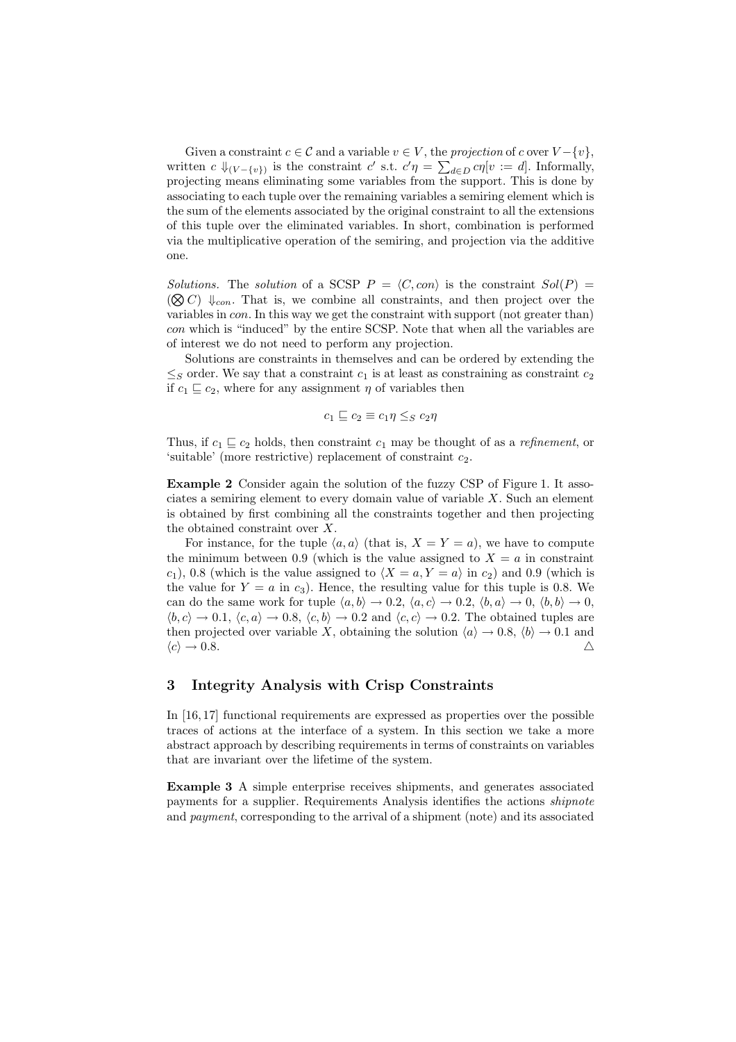Given a constraint $c \in \mathcal{C}$ and a variable $v \in V$, the *projection* of $c$ over $V - \{v\}$, written $c \Downarrow_{(V-\{v\})}$ is the constraint $c'$ s.t. $c'\eta = \sum_{d \in D} c\eta[v := d]$. Informally, projecting means eliminating some variables from the support. This is done by associating to each tuple over the remaining variables a semiring element which is the sum of the elements associated by the original constraint to all the extensions of this tuple over the eliminated variables. In short, combination is performed via the multiplicative operation of the semiring, and projection via the additive one.

*Solutions.* The *solution* of a SCSP $P = \langle C, con \rangle$ is the constraint $Sol(P) = (\bigotimes C) \Downarrow_{con}$. That is, we combine all constraints, and then project over the variables in *con*. In this way we get the constraint with support (not greater than) *con* which is "induced" by the entire SCSP. Note that when all the variables are of interest we do not need to perform any projection.

Solutions are constraints in themselves and can be ordered by extending the $\leq_S$ order. We say that a constraint $c_1$ is at least as constraining as constraint $c_2$ if $c_1 \sqsubseteq c_2$, where for any assignment $\eta$ of variables then

$$c_1 \sqsubseteq c_2 \equiv c_1\eta \leq_S c_2\eta$$

Thus, if $c_1 \sqsubseteq c_2$ holds, then constraint $c_1$ may be thought of as a *refinement*, or 'suitable' (more restrictive) replacement of constraint $c_2$.

**Example 2** Consider again the solution of the fuzzy CSP of Figure 1. It associates a semiring element to every domain value of variable $X$. Such an element is obtained by first combining all the constraints together and then projecting the obtained constraint over $X$.

For instance, for the tuple $\langle a, a \rangle$ (that is, $X = Y = a$), we have to compute the minimum between 0.9 (which is the value assigned to $X = a$ in constraint $c_1$), 0.8 (which is the value assigned to $\langle X = a, Y = a \rangle$ in $c_2$) and 0.9 (which is the value for $Y = a$ in $c_3$). Hence, the resulting value for this tuple is 0.8. We can do the same work for tuple $\langle a, b \rangle \rightarrow 0.2$, $\langle a, c \rangle \rightarrow 0.2$, $\langle b, a \rangle \rightarrow 0$, $\langle b, b \rangle \rightarrow 0$, $\langle b, c \rangle \rightarrow 0.1$, $\langle c, a \rangle \rightarrow 0.8$, $\langle c, b \rangle \rightarrow 0.2$ and $\langle c, c \rangle \rightarrow 0.2$. The obtained tuples are then projected over variable $X$, obtaining the solution $\langle a \rangle \rightarrow 0.8$, $\langle b \rangle \rightarrow 0.1$ and $\langle c \rangle \rightarrow 0.8$. △

## 3 Integrity Analysis with Crisp Constraints

In [16, 17] functional requirements are expressed as properties over the possible traces of actions at the interface of a system. In this section we take a more abstract approach by describing requirements in terms of constraints on variables that are invariant over the lifetime of the system.

**Example 3** A simple enterprise receives shipments, and generates associated payments for a supplier. Requirements Analysis identifies the actions *shipnote* and *payment*, corresponding to the arrival of a shipment (note) and its associated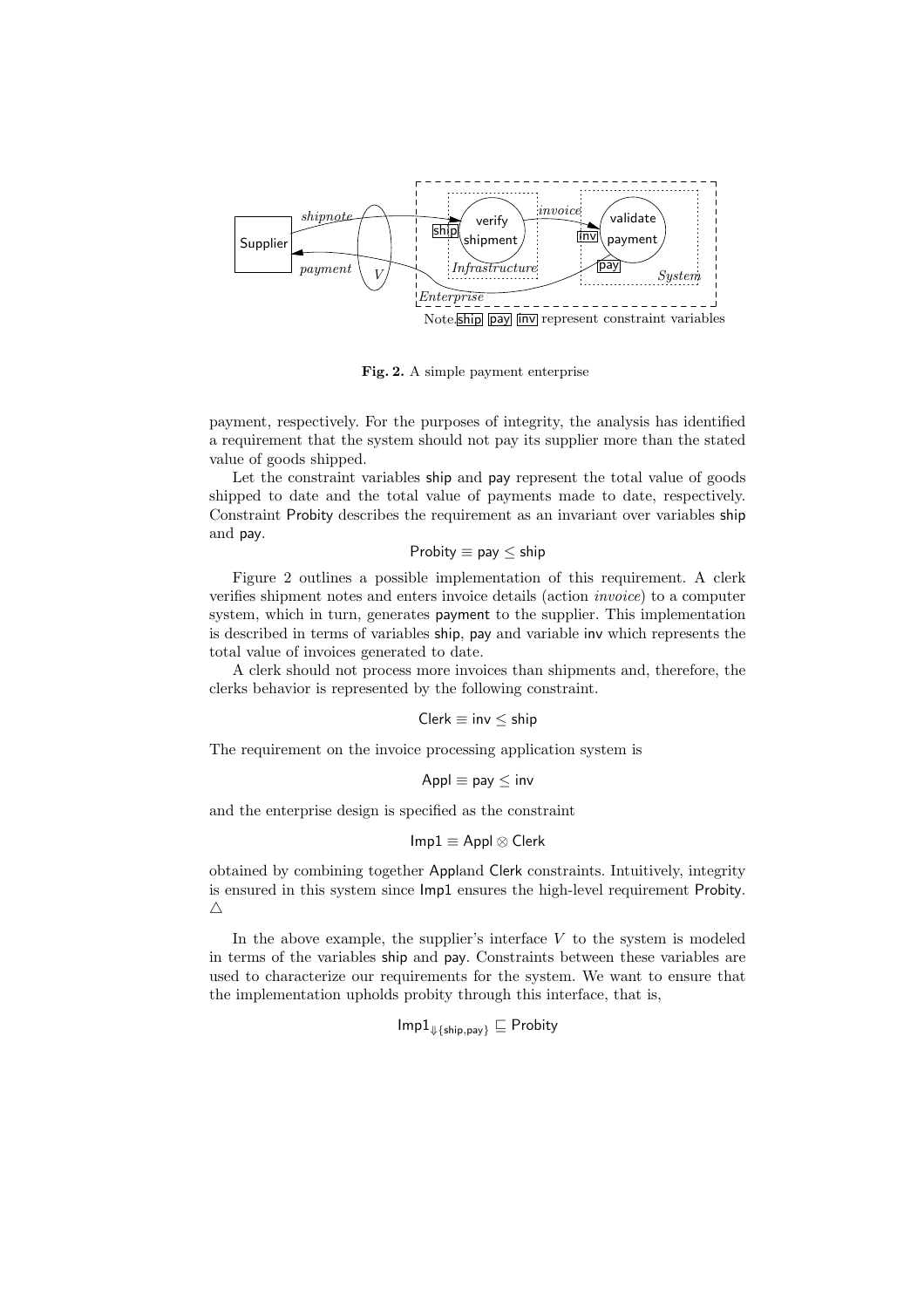Note. ship pay inv represent constraint variables

**Fig. 2.** A simple payment enterprise

payment, respectively. For the purposes of integrity, the analysis has identified a requirement that the system should not pay its supplier more than the stated value of goods shipped.

Let the constraint variables ship and pay represent the total value of goods shipped to date and the total value of payments made to date, respectively. Constraint Probity describes the requirement as an invariant over variables ship and pay.

$$\mathsf{Probity} \equiv \mathsf{pay} \leq \mathsf{ship}$$

Figure 2 outlines a possible implementation of this requirement. A clerk verifies shipment notes and enters invoice details (action *invoice*) to a computer system, which in turn, generates payment to the supplier. This implementation is described in terms of variables ship, pay and variable inv which represents the total value of invoices generated to date.

A clerk should not process more invoices than shipments and, therefore, the clerks behavior is represented by the following constraint.

$$\mathsf{Clerk} \equiv \mathsf{inv} \leq \mathsf{ship}$$

The requirement on the invoice processing application system is

$$\mathsf{Appl} \equiv \mathsf{pay} \leq \mathsf{inv}$$

and the enterprise design is specified as the constraint

$$\mathsf{Imp1} \equiv \mathsf{Appl} \otimes \mathsf{Clerk}$$

obtained by combining together Appland Clerk constraints. Intuitively, integrity is ensured in this system since Imp1 ensures the high-level requirement Probity. △

In the above example, the supplier's interface $V$ to the system is modeled in terms of the variables ship and pay. Constraints between these variables are used to characterize our requirements for the system. We want to ensure that the implementation upholds probity through this interface, that is,

$$\mathsf{Imp1}_{\Downarrow\{\mathsf{ship},\mathsf{pay}\}} \sqsubseteq \mathsf{Probity}$$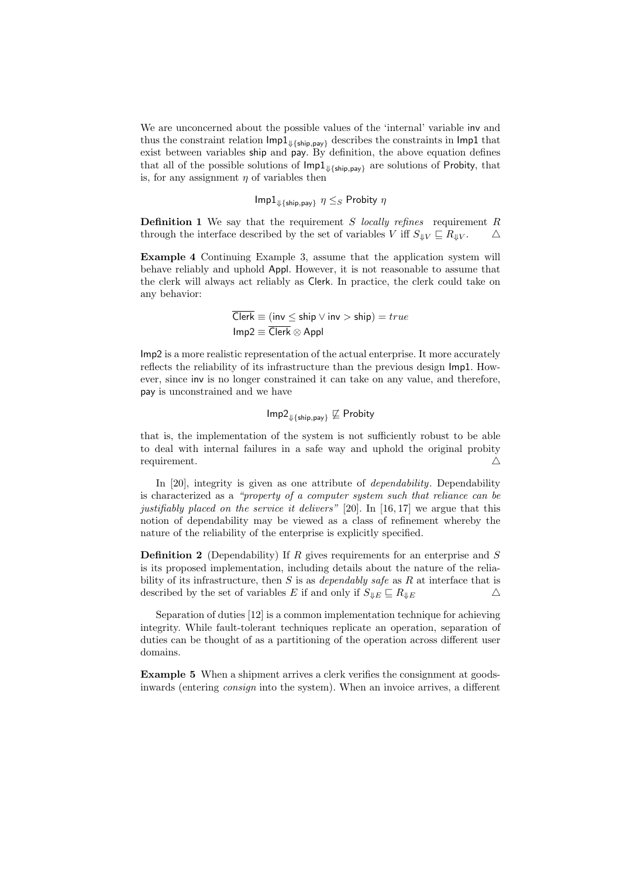We are unconcerned about the possible values of the 'internal' variable inv and thus the constraint relation $\mathsf{Imp1}_{\Downarrow\{\mathsf{ship},\mathsf{pay}\}}$ describes the constraints in Imp1 that exist between variables ship and pay. By definition, the above equation defines that all of the possible solutions of $\mathsf{Imp1}_{\Downarrow\{\mathsf{ship},\mathsf{pay}\}}$ are solutions of Probity, that is, for any assignment $\eta$ of variables then

$$\mathsf{Imp1}_{\Downarrow\{\mathsf{ship},\mathsf{pay}\}}\ \eta \leq_S \mathsf{Probity}\ \eta$$

**Definition 1** We say that the requirement $S$ *locally refines* requirement $R$ through the interface described by the set of variables $V$ iff $S_{\Downarrow V} \sqsubseteq R_{\Downarrow V}$. △

**Example 4** Continuing Example 3, assume that the application system will behave reliably and uphold Appl. However, it is not reasonable to assume that the clerk will always act reliably as Clerk. In practice, the clerk could take on any behavior:

$$\overline{\mathsf{Clerk}} \equiv (\mathsf{inv} \leq \mathsf{ship} \vee \mathsf{inv} > \mathsf{ship}) = true$$
$$\mathsf{Imp2} \equiv \overline{\mathsf{Clerk}} \otimes \mathsf{Appl}$$

Imp2 is a more realistic representation of the actual enterprise. It more accurately reflects the reliability of its infrastructure than the previous design Imp1. However, since inv is no longer constrained it can take on any value, and therefore, pay is unconstrained and we have

$$\mathsf{Imp2}_{\Downarrow\{\mathsf{ship},\mathsf{pay}\}} \not\sqsubseteq \mathsf{Probity}$$

that is, the implementation of the system is not sufficiently robust to be able to deal with internal failures in a safe way and uphold the original probity requirement. △

In [20], integrity is given as one attribute of *dependability*. Dependability is characterized as a *"property of a computer system such that reliance can be justifiably placed on the service it delivers"* [20]. In [16, 17] we argue that this notion of dependability may be viewed as a class of refinement whereby the nature of the reliability of the enterprise is explicitly specified.

**Definition 2** (Dependability) If $R$ gives requirements for an enterprise and $S$ is its proposed implementation, including details about the nature of the reliability of its infrastructure, then $S$ is as *dependably safe* as $R$ at interface that is described by the set of variables $E$ if and only if $S_{\Downarrow E} \sqsubseteq R_{\Downarrow E}$ △

Separation of duties [12] is a common implementation technique for achieving integrity. While fault-tolerant techniques replicate an operation, separation of duties can be thought of as a partitioning of the operation across different user domains.

**Example 5** When a shipment arrives a clerk verifies the consignment at goods-inwards (entering *consign* into the system). When an invoice arrives, a different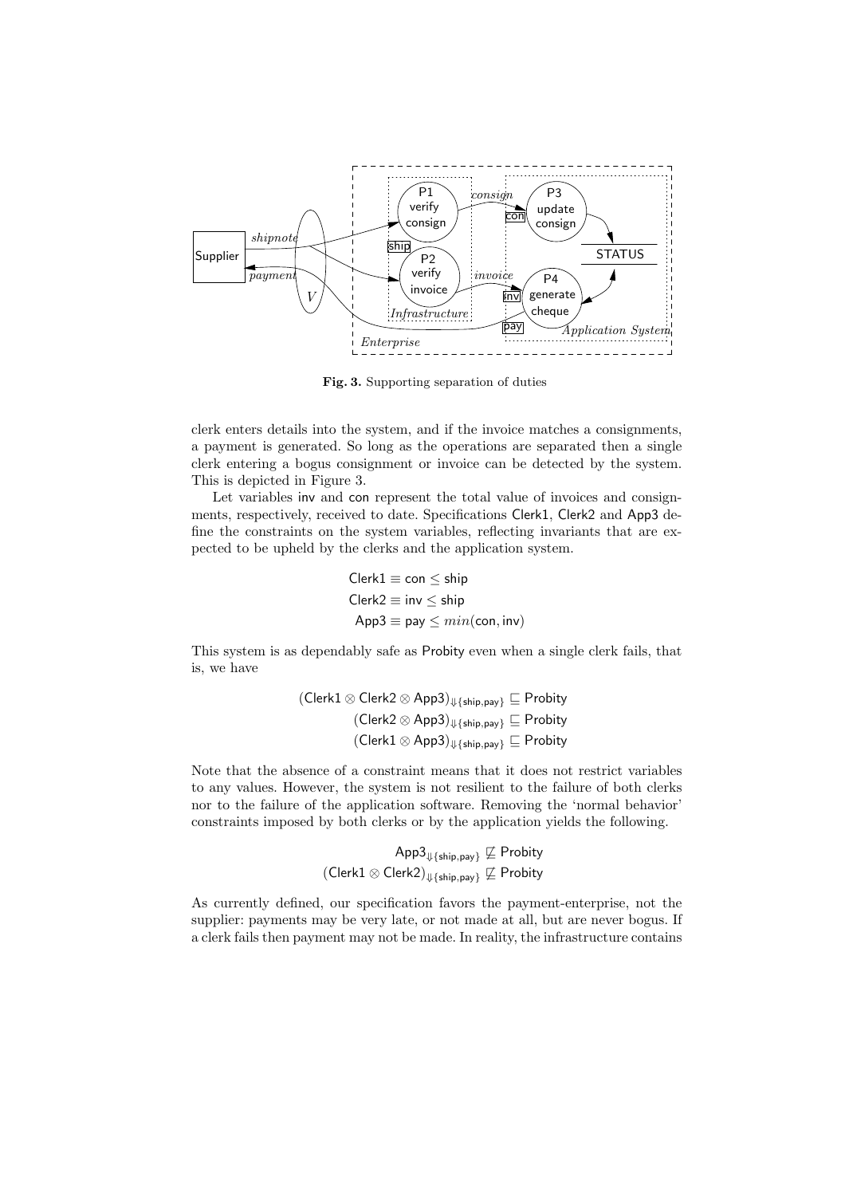**Fig. 3.** Supporting separation of duties

clerk enters details into the system, and if the invoice matches a consignments, a payment is generated. So long as the operations are separated then a single clerk entering a bogus consignment or invoice can be detected by the system. This is depicted in Figure 3.

Let variables inv and con represent the total value of invoices and consignments, respectively, received to date. Specifications Clerk1, Clerk2 and App3 define the constraints on the system variables, reflecting invariants that are expected to be upheld by the clerks and the application system.

$$\mathsf{Clerk1} \equiv \mathsf{con} \leq \mathsf{ship}$$
$$\mathsf{Clerk2} \equiv \mathsf{inv} \leq \mathsf{ship}$$
$$\mathsf{App3} \equiv \mathsf{pay} \leq min(\mathsf{con}, \mathsf{inv})$$

This system is as dependably safe as Probity even when a single clerk fails, that is, we have

$$(\mathsf{Clerk1} \otimes \mathsf{Clerk2} \otimes \mathsf{App3})_{\Downarrow\{\mathsf{ship},\mathsf{pay}\}} \sqsubseteq \mathsf{Probity}$$
$$(\mathsf{Clerk2} \otimes \mathsf{App3})_{\Downarrow\{\mathsf{ship},\mathsf{pay}\}} \sqsubseteq \mathsf{Probity}$$
$$(\mathsf{Clerk1} \otimes \mathsf{App3})_{\Downarrow\{\mathsf{ship},\mathsf{pay}\}} \sqsubseteq \mathsf{Probity}$$

Note that the absence of a constraint means that it does not restrict variables to any values. However, the system is not resilient to the failure of both clerks nor to the failure of the application software. Removing the 'normal behavior' constraints imposed by both clerks or by the application yields the following.

$$\mathsf{App3}_{\Downarrow\{\mathsf{ship},\mathsf{pay}\}} \not\sqsubseteq \mathsf{Probity}$$
$$(\mathsf{Clerk1} \otimes \mathsf{Clerk2})_{\Downarrow\{\mathsf{ship},\mathsf{pay}\}} \not\sqsubseteq \mathsf{Probity}$$

As currently defined, our specification favors the payment-enterprise, not the supplier: payments may be very late, or not made at all, but are never bogus. If a clerk fails then payment may not be made. In reality, the infrastructure contains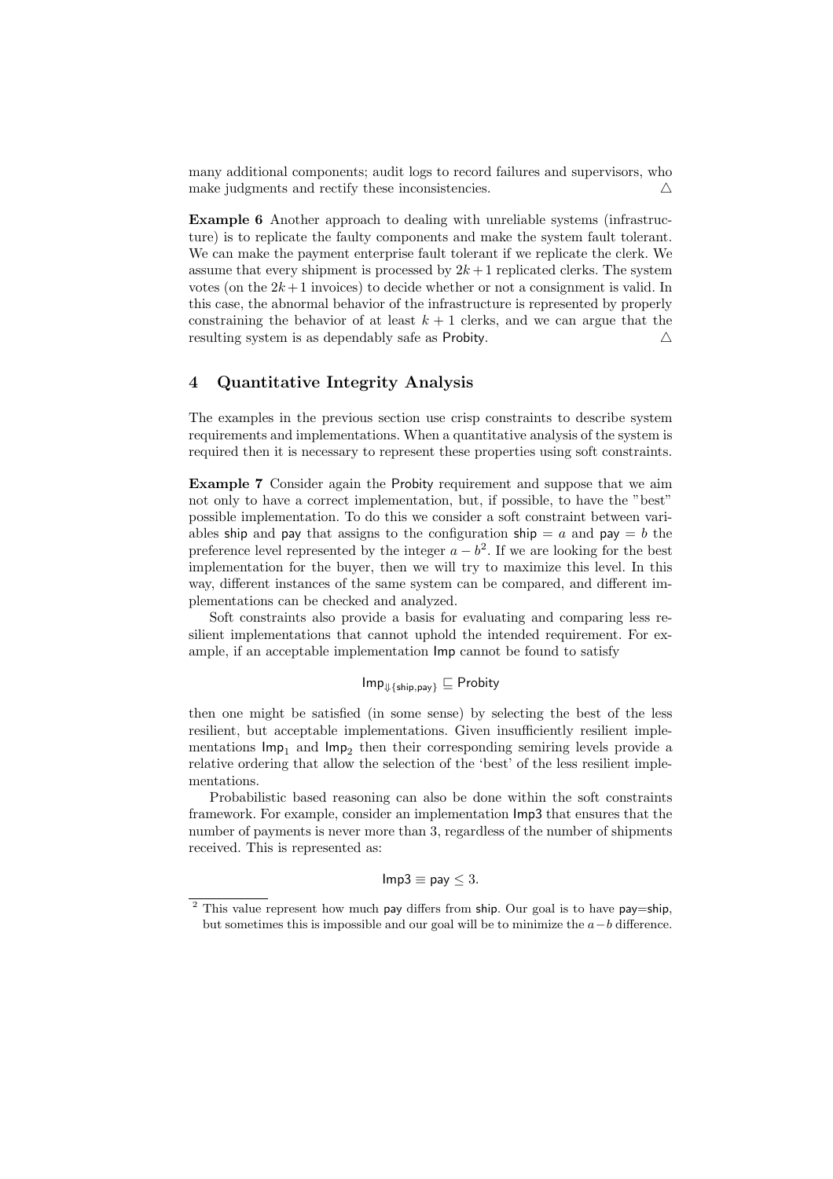many additional components; audit logs to record failures and supervisors, who make judgments and rectify these inconsistencies. △

**Example 6** Another approach to dealing with unreliable systems (infrastructure) is to replicate the faulty components and make the system fault tolerant. We can make the payment enterprise fault tolerant if we replicate the clerk. We assume that every shipment is processed by $2k+1$ replicated clerks. The system votes (on the $2k+1$ invoices) to decide whether or not a consignment is valid. In this case, the abnormal behavior of the infrastructure is represented by properly constraining the behavior of at least $k+1$ clerks, and we can argue that the resulting system is as dependably safe as Probity. △

## 4 Quantitative Integrity Analysis

The examples in the previous section use crisp constraints to describe system requirements and implementations. When a quantitative analysis of the system is required then it is necessary to represent these properties using soft constraints.

**Example 7** Consider again the Probity requirement and suppose that we aim not only to have a correct implementation, but, if possible, to have the "best" possible implementation. To do this we consider a soft constraint between variables ship and pay that assigns to the configuration ship $= a$ and pay $= b$ the preference level represented by the integer $a - b^2$. If we are looking for the best implementation for the buyer, then we will try to maximize this level. In this way, different instances of the same system can be compared, and different implementations can be checked and analyzed.

Soft constraints also provide a basis for evaluating and comparing less resilient implementations that cannot uphold the intended requirement. For example, if an acceptable implementation Imp cannot be found to satisfy

$$\mathsf{Imp}_{\Downarrow\{\mathsf{ship},\mathsf{pay}\}} \sqsubseteq \mathsf{Probity}$$

then one might be satisfied (in some sense) by selecting the best of the less resilient, but acceptable implementations. Given insufficiently resilient implementations $\mathsf{Imp}_1$ and $\mathsf{Imp}_2$ then their corresponding semiring levels provide a relative ordering that allow the selection of the 'best' of the less resilient implementations.

Probabilistic based reasoning can also be done within the soft constraints framework. For example, consider an implementation Imp3 that ensures that the number of payments is never more than 3, regardless of the number of shipments received. This is represented as:

$$\mathsf{Imp3} \equiv \mathsf{pay} \leq 3.$$

[2] This value represent how much pay differs from ship. Our goal is to have pay=ship, but sometimes this is impossible and our goal will be to minimize the $a-b$ difference.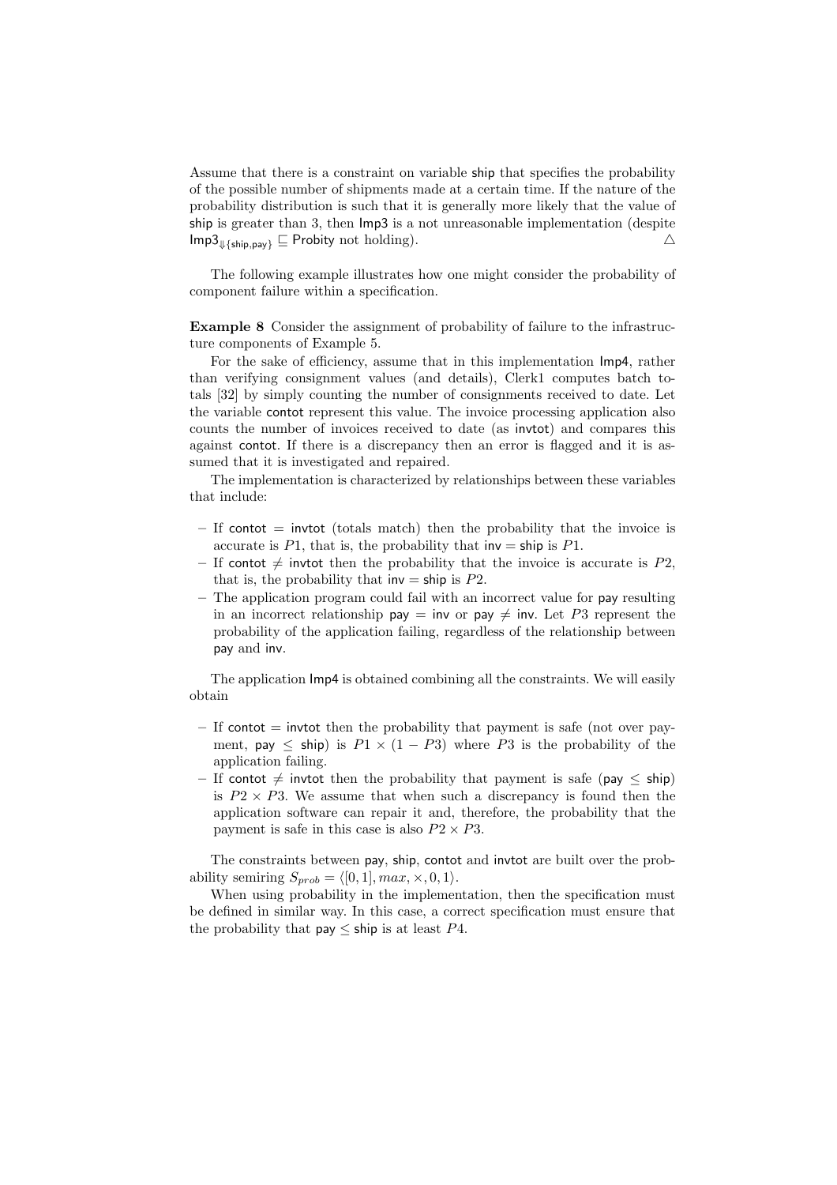Assume that there is a constraint on variable ship that specifies the probability of the possible number of shipments made at a certain time. If the nature of the probability distribution is such that it is generally more likely that the value of ship is greater than 3, then Imp3 is a not unreasonable implementation (despite $\mathsf{Imp3}_{\Downarrow\{\mathsf{ship},\mathsf{pay}\}} \sqsubseteq \mathsf{Probity}$ not holding). △

The following example illustrates how one might consider the probability of component failure within a specification.

**Example 8** Consider the assignment of probability of failure to the infrastructure components of Example 5.

For the sake of efficiency, assume that in this implementation Imp4, rather than verifying consignment values (and details), Clerk1 computes batch totals [32] by simply counting the number of consignments received to date. Let the variable contot represent this value. The invoice processing application also counts the number of invoices received to date (as invtot) and compares this against contot. If there is a discrepancy then an error is flagged and it is assumed that it is investigated and repaired.

The implementation is characterized by relationships between these variables that include:

- If contot = invtot (totals match) then the probability that the invoice is accurate is $P1$, that is, the probability that inv = ship is $P1$.
- If contot $\neq$ invtot then the probability that the invoice is accurate is $P2$, that is, the probability that inv = ship is $P2$.
- The application program could fail with an incorrect value for pay resulting in an incorrect relationship pay = inv or pay $\neq$ inv. Let $P3$ represent the probability of the application failing, regardless of the relationship between pay and inv.

The application Imp4 is obtained combining all the constraints. We will easily obtain

- If contot = invtot then the probability that payment is safe (not over payment, pay $\leq$ ship) is $P1 \times (1 - P3)$ where $P3$ is the probability of the application failing.
- If contot $\neq$ invtot then the probability that payment is safe (pay $\leq$ ship) is $P2 \times P3$. We assume that when such a discrepancy is found then the application software can repair it and, therefore, the probability that the payment is safe in this case is also $P2 \times P3$.

The constraints between pay, ship, contot and invtot are built over the probability semiring $S_{prob} = \langle [0, 1], max, \times, 0, 1\rangle$.

When using probability in the implementation, then the specification must be defined in similar way. In this case, a correct specification must ensure that the probability that pay $\leq$ ship is at least $P4$.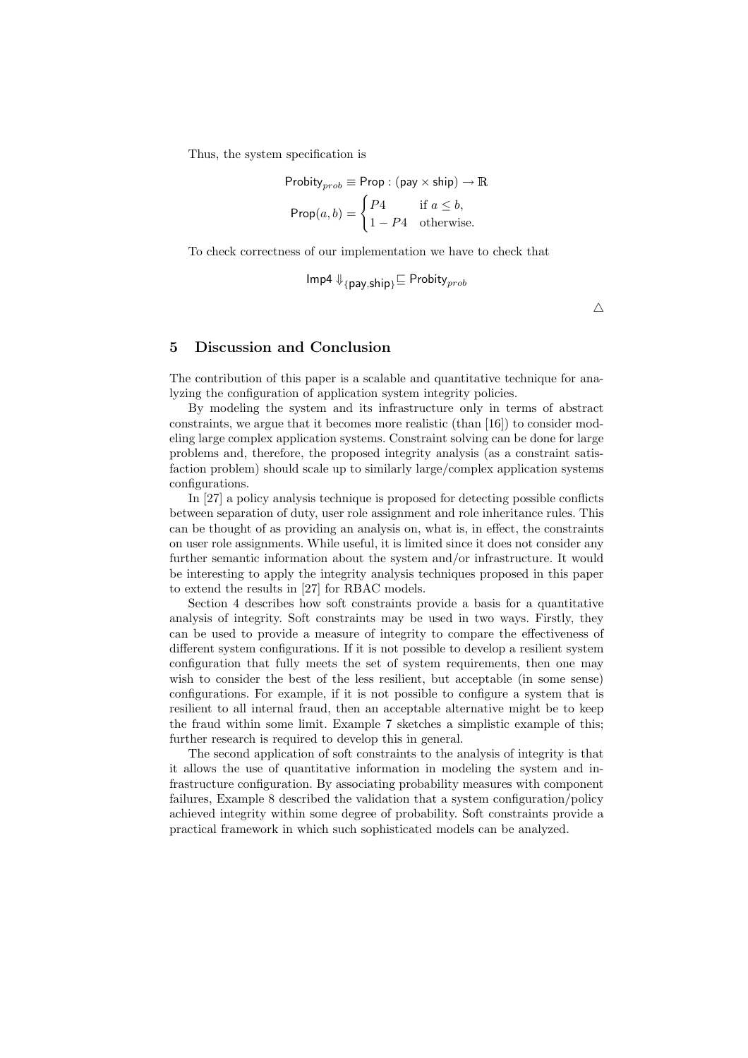Thus, the system specification is

$$\mathsf{Probity}_{prob} \equiv \mathsf{Prop} : (\mathsf{pay} \times \mathsf{ship}) \rightarrow \mathbb{R}$$

$$\mathsf{Prop}(a, b) = \begin{cases} P4 & \text{if } a \leq b, \\ 1 - P4 & \text{otherwise.} \end{cases}$$

To check correctness of our implementation we have to check that

$$\mathsf{Imp4} \Downarrow_{\{\mathsf{pay},\mathsf{ship}\}} \sqsubseteq \mathsf{Probity}_{prob}$$

$\triangle$

## 5 Discussion and Conclusion

The contribution of this paper is a scalable and quantitative technique for analyzing the configuration of application system integrity policies.

By modeling the system and its infrastructure only in terms of abstract constraints, we argue that it becomes more realistic (than [16]) to consider modeling large complex application systems. Constraint solving can be done for large problems and, therefore, the proposed integrity analysis (as a constraint satisfaction problem) should scale up to similarly large/complex application systems configurations.

In [27] a policy analysis technique is proposed for detecting possible conflicts between separation of duty, user role assignment and role inheritance rules. This can be thought of as providing an analysis on, what is, in effect, the constraints on user role assignments. While useful, it is limited since it does not consider any further semantic information about the system and/or infrastructure. It would be interesting to apply the integrity analysis techniques proposed in this paper to extend the results in [27] for RBAC models.

Section 4 describes how soft constraints provide a basis for a quantitative analysis of integrity. Soft constraints may be used in two ways. Firstly, they can be used to provide a measure of integrity to compare the effectiveness of different system configurations. If it is not possible to develop a resilient system configuration that fully meets the set of system requirements, then one may wish to consider the best of the less resilient, but acceptable (in some sense) configurations. For example, if it is not possible to configure a system that is resilient to all internal fraud, then an acceptable alternative might be to keep the fraud within some limit. Example 7 sketches a simplistic example of this; further research is required to develop this in general.

The second application of soft constraints to the analysis of integrity is that it allows the use of quantitative information in modeling the system and infrastructure configuration. By associating probability measures with component failures, Example 8 described the validation that a system configuration/policy achieved integrity within some degree of probability. Soft constraints provide a practical framework in which such sophisticated models can be analyzed.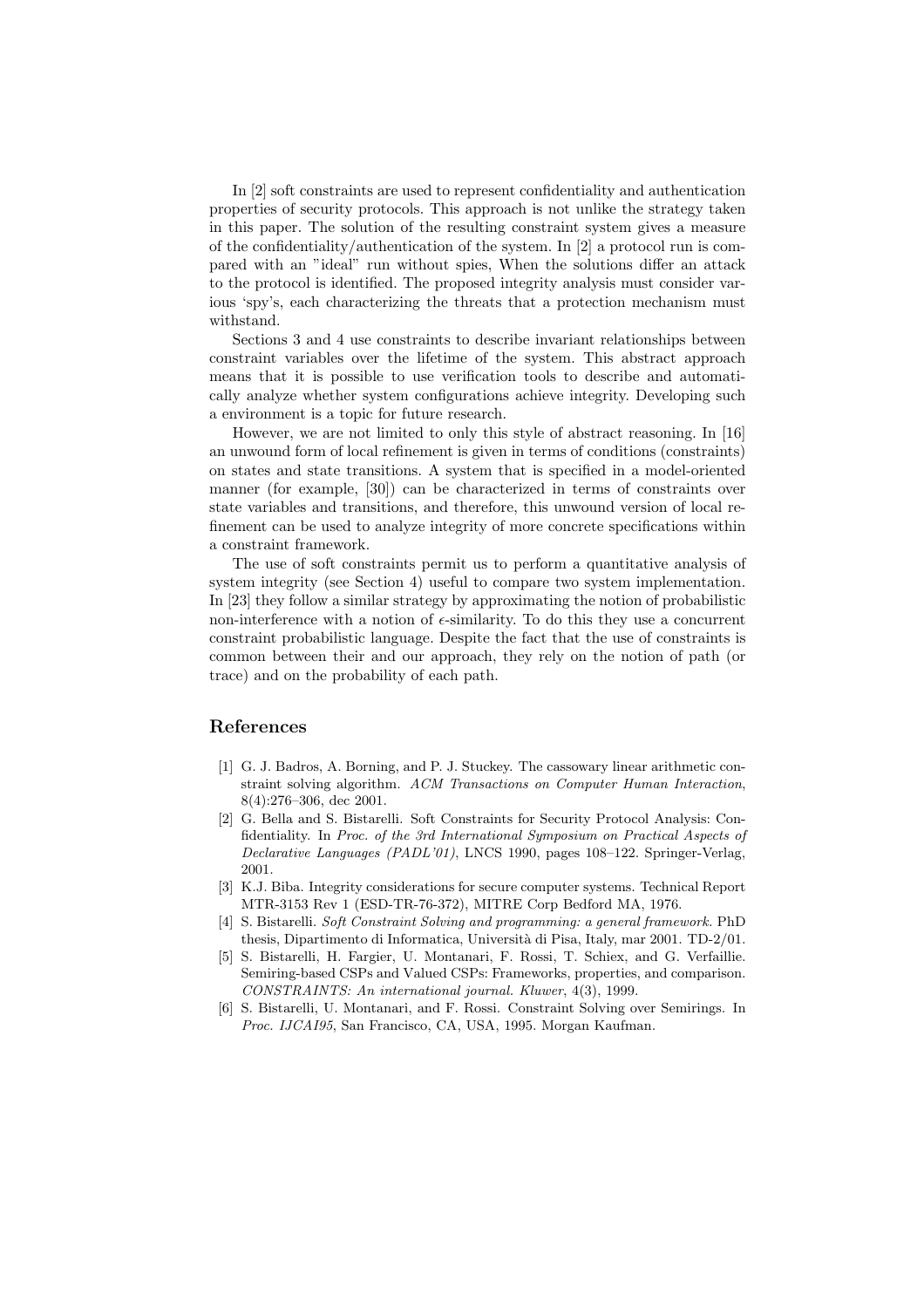In [2] soft constraints are used to represent confidentiality and authentication properties of security protocols. This approach is not unlike the strategy taken in this paper. The solution of the resulting constraint system gives a measure of the confidentiality/authentication of the system. In [2] a protocol run is compared with an "ideal" run without spies, When the solutions differ an attack to the protocol is identified. The proposed integrity analysis must consider various 'spy's, each characterizing the threats that a protection mechanism must withstand.

Sections 3 and 4 use constraints to describe invariant relationships between constraint variables over the lifetime of the system. This abstract approach means that it is possible to use verification tools to describe and automatically analyze whether system configurations achieve integrity. Developing such a environment is a topic for future research.

However, we are not limited to only this style of abstract reasoning. In [16] an unwound form of local refinement is given in terms of conditions (constraints) on states and state transitions. A system that is specified in a model-oriented manner (for example, [30]) can be characterized in terms of constraints over state variables and transitions, and therefore, this unwound version of local refinement can be used to analyze integrity of more concrete specifications within a constraint framework.

The use of soft constraints permit us to perform a quantitative analysis of system integrity (see Section 4) useful to compare two system implementation. In [23] they follow a similar strategy by approximating the notion of probabilistic non-interference with a notion of $\epsilon$-similarity. To do this they use a concurrent constraint probabilistic language. Despite the fact that the use of constraints is common between their and our approach, they rely on the notion of path (or trace) and on the probability of each path.

## References

[1] G. J. Badros, A. Borning, and P. J. Stuckey. The cassowary linear arithmetic constraint solving algorithm. *ACM Transactions on Computer Human Interaction*, 8(4):276–306, dec 2001.

[2] G. Bella and S. Bistarelli. Soft Constraints for Security Protocol Analysis: Confidentiality. In *Proc. of the 3rd International Symposium on Practical Aspects of Declarative Languages (PADL'01)*, LNCS 1990, pages 108–122. Springer-Verlag, 2001.

[3] K.J. Biba. Integrity considerations for secure computer systems. Technical Report MTR-3153 Rev 1 (ESD-TR-76-372), MITRE Corp Bedford MA, 1976.

[4] S. Bistarelli. *Soft Constraint Solving and programming: a general framework*. PhD thesis, Dipartimento di Informatica, Università di Pisa, Italy, mar 2001. TD-2/01.

[5] S. Bistarelli, H. Fargier, U. Montanari, F. Rossi, T. Schiex, and G. Verfaillie. Semiring-based CSPs and Valued CSPs: Frameworks, properties, and comparison. *CONSTRAINTS: An international journal. Kluwer*, 4(3), 1999.

[6] S. Bistarelli, U. Montanari, and F. Rossi. Constraint Solving over Semirings. In *Proc. IJCAI95*, San Francisco, CA, USA, 1995. Morgan Kaufman.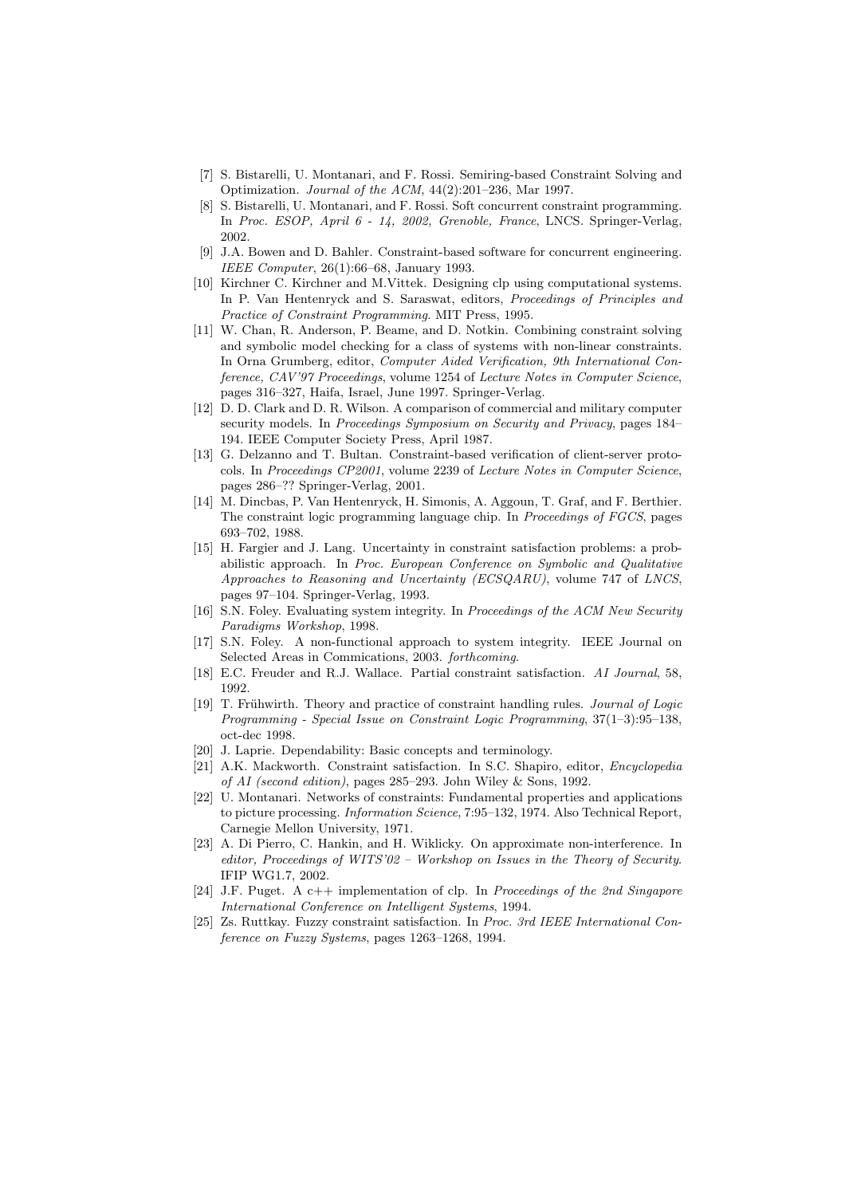- [7] S. Bistarelli, U. Montanari, and F. Rossi. Semiring-based Constraint Solving and Optimization. *Journal of the ACM*, 44(2):201–236, Mar 1997.
- [8] S. Bistarelli, U. Montanari, and F. Rossi. Soft concurrent constraint programming. In *Proc. ESOP, April 6 - 14, 2002, Grenoble, France*, LNCS. Springer-Verlag, 2002.
- [9] J.A. Bowen and D. Bahler. Constraint-based software for concurrent engineering. *IEEE Computer*, 26(1):66–68, January 1993.
- [10] Kirchner C. Kirchner and M.Vittek. Designing clp using computational systems. In P. Van Hentenryck and S. Saraswat, editors, *Proceedings of Principles and Practice of Constraint Programming*. MIT Press, 1995.
- [11] W. Chan, R. Anderson, P. Beame, and D. Notkin. Combining constraint solving and symbolic model checking for a class of systems with non-linear constraints. In Orna Grumberg, editor, *Computer Aided Verification, 9th International Conference, CAV'97 Proceedings*, volume 1254 of *Lecture Notes in Computer Science*, pages 316–327, Haifa, Israel, June 1997. Springer-Verlag.
- [12] D. D. Clark and D. R. Wilson. A comparison of commercial and military computer security models. In *Proceedings Symposium on Security and Privacy*, pages 184–194. IEEE Computer Society Press, April 1987.
- [13] G. Delzanno and T. Bultan. Constraint-based verification of client-server protocols. In *Proceedings CP2001*, volume 2239 of *Lecture Notes in Computer Science*, pages 286–?? Springer-Verlag, 2001.
- [14] M. Dincbas, P. Van Hentenryck, H. Simonis, A. Aggoun, T. Graf, and F. Berthier. The constraint logic programming language chip. In *Proceedings of FGCS*, pages 693–702, 1988.
- [15] H. Fargier and J. Lang. Uncertainty in constraint satisfaction problems: a probabilistic approach. In *Proc. European Conference on Symbolic and Qualitative Approaches to Reasoning and Uncertainty (ECSQARU)*, volume 747 of *LNCS*, pages 97–104. Springer-Verlag, 1993.
- [16] S.N. Foley. Evaluating system integrity. In *Proceedings of the ACM New Security Paradigms Workshop*, 1998.
- [17] S.N. Foley. A non-functional approach to system integrity. IEEE Journal on Selected Areas in Commications, 2003. *forthcoming*.
- [18] E.C. Freuder and R.J. Wallace. Partial constraint satisfaction. *AI Journal*, 58, 1992.
- [19] T. Frühwirth. Theory and practice of constraint handling rules. *Journal of Logic Programming - Special Issue on Constraint Logic Programming*, 37(1–3):95–138, oct-dec 1998.
- [20] J. Laprie. Dependability: Basic concepts and terminology.
- [21] A.K. Mackworth. Constraint satisfaction. In S.C. Shapiro, editor, *Encyclopedia of AI (second edition)*, pages 285–293. John Wiley & Sons, 1992.
- [22] U. Montanari. Networks of constraints: Fundamental properties and applications to picture processing. *Information Science*, 7:95–132, 1974. Also Technical Report, Carnegie Mellon University, 1971.
- [23] A. Di Pierro, C. Hankin, and H. Wiklicky. On approximate non-interference. In *editor, Proceedings of WITS'02 – Workshop on Issues in the Theory of Security*. IFIP WG1.7, 2002.
- [24] J.F. Puget. A c++ implementation of clp. In *Proceedings of the 2nd Singapore International Conference on Intelligent Systems*, 1994.
- [25] Zs. Ruttkay. Fuzzy constraint satisfaction. In *Proc. 3rd IEEE International Conference on Fuzzy Systems*, pages 1263–1268, 1994.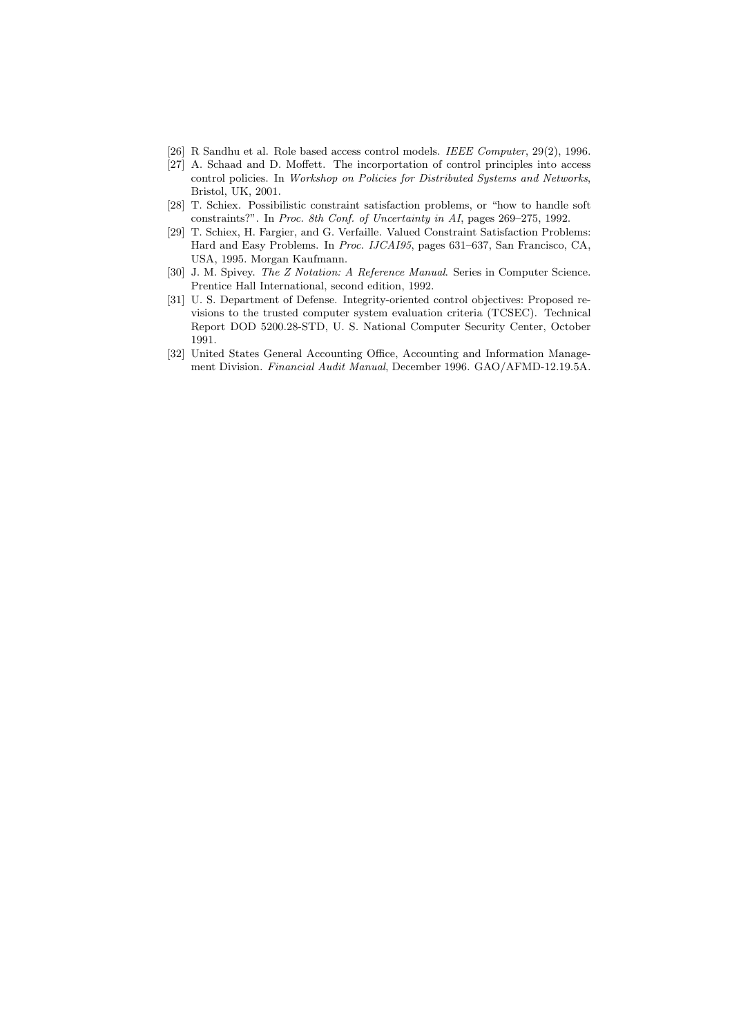[26] R Sandhu et al. Role based access control models. *IEEE Computer*, 29(2), 1996.

[27] A. Schaad and D. Moffett. The incorportation of control principles into access control policies. In *Workshop on Policies for Distributed Systems and Networks*, Bristol, UK, 2001.

[28] T. Schiex. Possibilistic constraint satisfaction problems, or "how to handle soft constraints?". In *Proc. 8th Conf. of Uncertainty in AI*, pages 269–275, 1992.

[29] T. Schiex, H. Fargier, and G. Verfaille. Valued Constraint Satisfaction Problems: Hard and Easy Problems. In *Proc. IJCAI95*, pages 631–637, San Francisco, CA, USA, 1995. Morgan Kaufmann.

[30] J. M. Spivey. *The Z Notation: A Reference Manual*. Series in Computer Science. Prentice Hall International, second edition, 1992.

[31] U. S. Department of Defense. Integrity-oriented control objectives: Proposed revisions to the trusted computer system evaluation criteria (TCSEC). Technical Report DOD 5200.28-STD, U. S. National Computer Security Center, October 1991.

[32] United States General Accounting Office, Accounting and Information Management Division. *Financial Audit Manual*, December 1996. GAO/AFMD-12.19.5A.